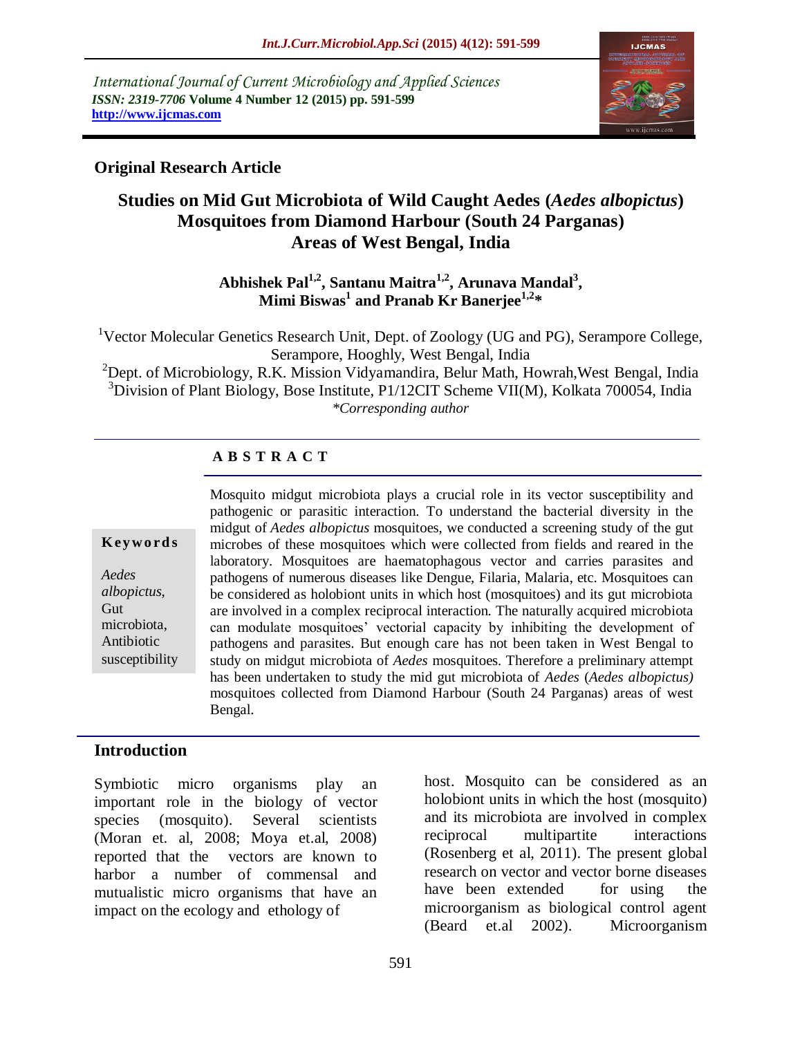International Journal of Current Microbiology and Applied Sciences
*ISSN: 2319-7706* **Volume 4 Number 12 (2015) pp. 591-599**
**http://www.ijcmas.com**

**Original Research Article**

# Studies on Mid Gut Microbiota of Wild Caught Aedes (*Aedes albopictus*) Mosquitoes from Diamond Harbour (South 24 Parganas) Areas of West Bengal, India

**Abhishek Pal[1,2], Santanu Maitra[1,2], Arunava Mandal[3], Mimi Biswas[1] and Pranab Kr Banerjee[1,2]***

[1]Vector Molecular Genetics Research Unit, Dept. of Zoology (UG and PG), Serampore College, Serampore, Hooghly, West Bengal, India
[2]Dept. of Microbiology, R.K. Mission Vidyamandira, Belur Math, Howrah,West Bengal, India
[3]Division of Plant Biology, Bose Institute, P1/12CIT Scheme VII(M), Kolkata 700054, India
*\*Corresponding author*

## ABSTRACT

**Keywords**

*Aedes albopictus*, Gut microbiota, Antibiotic susceptibility

Mosquito midgut microbiota plays a crucial role in its vector susceptibility and pathogenic or parasitic interaction. To understand the bacterial diversity in the midgut of *Aedes albopictus* mosquitoes, we conducted a screening study of the gut microbes of these mosquitoes which were collected from fields and reared in the laboratory. Mosquitoes are haematophagous vector and carries parasites and pathogens of numerous diseases like Dengue, Filaria, Malaria, etc. Mosquitoes can be considered as holobiont units in which host (mosquitoes) and its gut microbiota are involved in a complex reciprocal interaction. The naturally acquired microbiota can modulate mosquitoes' vectorial capacity by inhibiting the development of pathogens and parasites. But enough care has not been taken in West Bengal to study on midgut microbiota of *Aedes* mosquitoes. Therefore a preliminary attempt has been undertaken to study the mid gut microbiota of *Aedes* (*Aedes albopictus)* mosquitoes collected from Diamond Harbour (South 24 Parganas) areas of west Bengal.

## Introduction

Symbiotic micro organisms play an important role in the biology of vector species (mosquito). Several scientists (Moran et. al, 2008; Moya et.al, 2008) reported that the vectors are known to harbor a number of commensal and mutualistic micro organisms that have an impact on the ecology and ethology of host. Mosquito can be considered as an holobiont units in which the host (mosquito) and its microbiota are involved in complex reciprocal multipartite interactions (Rosenberg et al, 2011). The present global research on vector and vector borne diseases have been extended for using the microorganism as biological control agent (Beard et.al 2002). Microorganism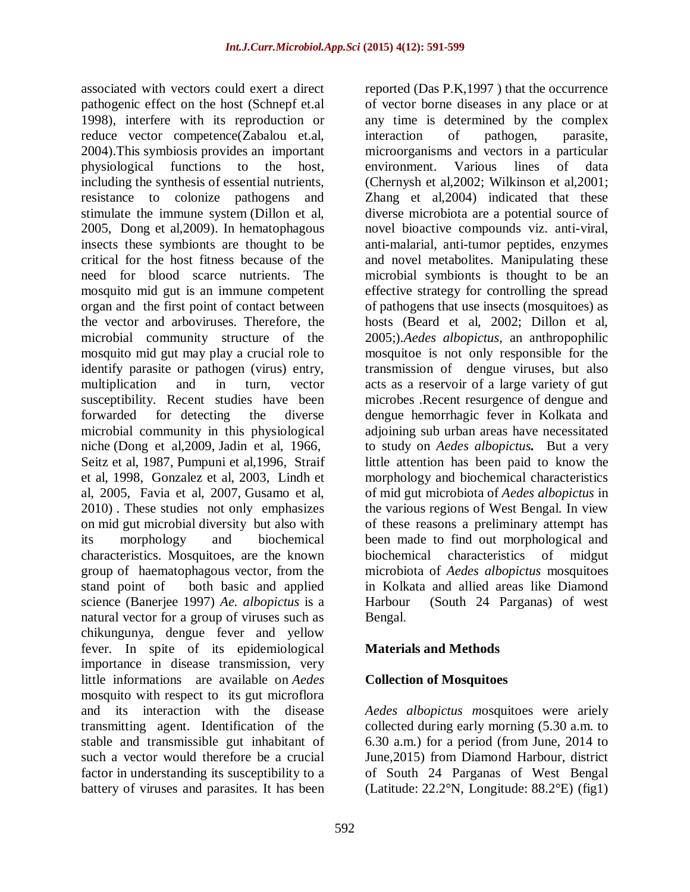associated with vectors could exert a direct pathogenic effect on the host (Schnepf et.al 1998), interfere with its reproduction or reduce vector competence(Zabalou et.al, 2004).This symbiosis provides an important physiological functions to the host, including the synthesis of essential nutrients, resistance to colonize pathogens and stimulate the immune system (Dillon et al, 2005, Dong et al,2009). In hematophagous insects these symbionts are thought to be critical for the host fitness because of the need for blood scarce nutrients. The mosquito mid gut is an immune competent organ and the first point of contact between the vector and arboviruses. Therefore, the microbial community structure of the mosquito mid gut may play a crucial role to identify parasite or pathogen (virus) entry, multiplication and in turn, vector susceptibility. Recent studies have been forwarded for detecting the diverse microbial community in this physiological niche (Dong et al,2009, Jadin et al, 1966, Seitz et al, 1987, Pumpuni et al,1996, Straif et al, 1998, Gonzalez et al, 2003, Lindh et al, 2005, Favia et al, 2007, Gusamo et al, 2010) . These studies not only emphasizes on mid gut microbial diversity but also with its morphology and biochemical characteristics. Mosquitoes, are the known group of haematophagous vector, from the stand point of both basic and applied science (Banerjee 1997) *Ae. albopictus* is a natural vector for a group of viruses such as chikungunya, dengue fever and yellow fever. In spite of its epidemiological importance in disease transmission, very little informations are available on *Aedes* mosquito with respect to its gut microflora and its interaction with the disease transmitting agent. Identification of the stable and transmissible gut inhabitant of such a vector would therefore be a crucial factor in understanding its susceptibility to a battery of viruses and parasites. It has been reported (Das P.K,1997 ) that the occurrence of vector borne diseases in any place or at any time is determined by the complex interaction of pathogen, parasite, microorganisms and vectors in a particular environment. Various lines of data (Chernysh et al,2002; Wilkinson et al,2001; Zhang et al,2004) indicated that these diverse microbiota are a potential source of novel bioactive compounds viz. anti-viral, anti-malarial, anti-tumor peptides, enzymes and novel metabolites. Manipulating these microbial symbionts is thought to be an effective strategy for controlling the spread of pathogens that use insects (mosquitoes) as hosts (Beard et al, 2002; Dillon et al, 2005;).*Aedes albopictus*, an anthropophilic mosquitoe is not only responsible for the transmission of dengue viruses, but also acts as a reservoir of a large variety of gut microbes .Recent resurgence of dengue and dengue hemorrhagic fever in Kolkata and adjoining sub urban areas have necessitated to study on ***Aedes albopictus*.** But a very little attention has been paid to know the morphology and biochemical characteristics of mid gut microbiota of *Aedes albopictus* in the various regions of West Bengal. In view of these reasons a preliminary attempt has been made to find out morphological and biochemical characteristics of midgut microbiota of *Aedes albopictus* mosquitoes in Kolkata and allied areas like Diamond Harbour (South 24 Parganas) of west Bengal.

## Materials and Methods

### Collection of Mosquitoes

*Aedes albopictus m*osquitoes were ariely collected during early morning (5.30 a.m. to 6.30 a.m.) for a period (from June, 2014 to June,2015) from Diamond Harbour, district of South 24 Parganas of West Bengal (Latitude: 22.2°N, Longitude: 88.2°E) (fig1)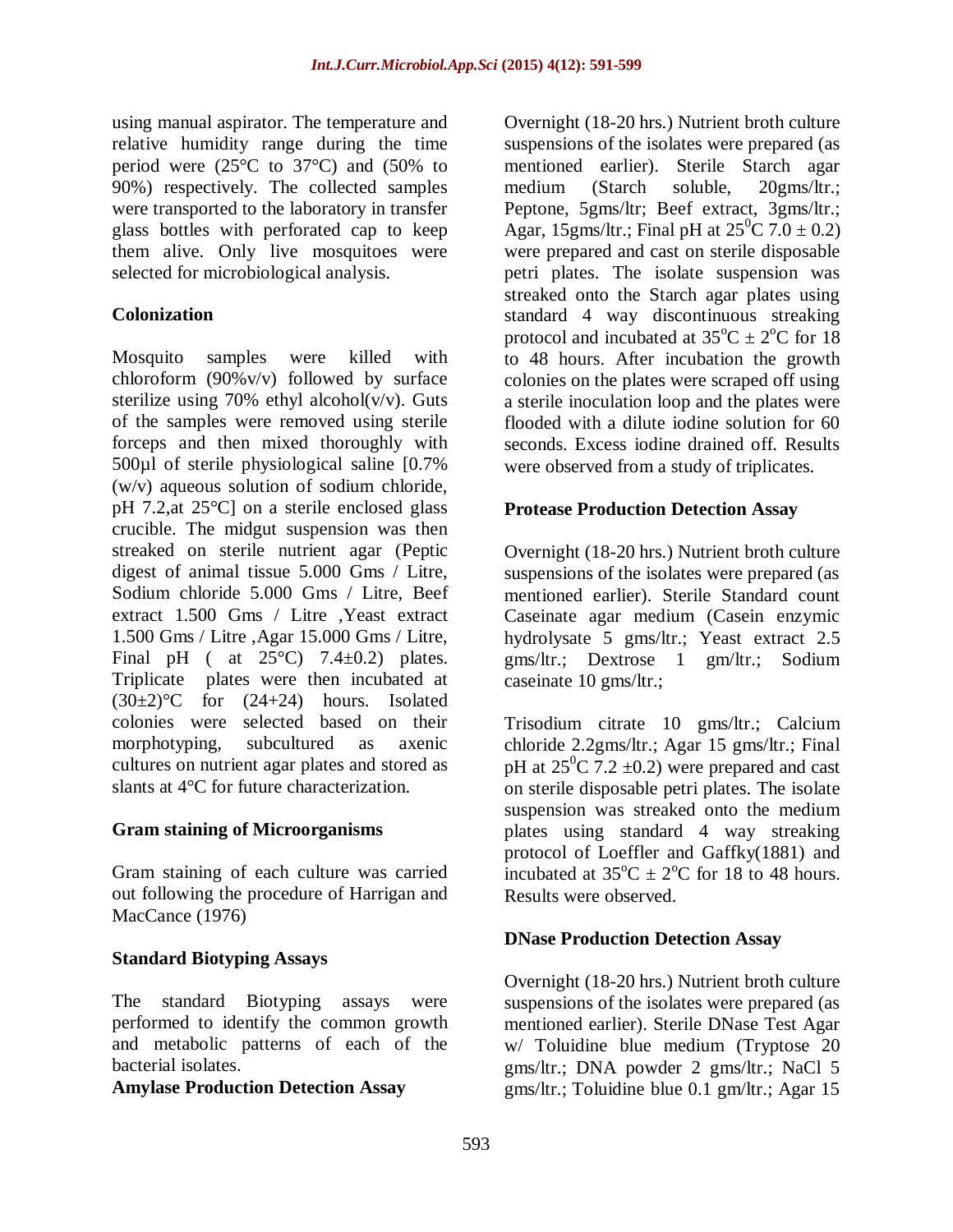using manual aspirator. The temperature and relative humidity range during the time period were (25°C to 37°C) and (50% to 90%) respectively. The collected samples were transported to the laboratory in transfer glass bottles with perforated cap to keep them alive. Only live mosquitoes were selected for microbiological analysis.

### Colonization

Mosquito samples were killed with chloroform (90%v/v) followed by surface sterilize using 70% ethyl alcohol(v/v). Guts of the samples were removed using sterile forceps and then mixed thoroughly with 500µl of sterile physiological saline [0.7% (w/v) aqueous solution of sodium chloride, pH 7.2,at 25°C] on a sterile enclosed glass crucible. The midgut suspension was then streaked on sterile nutrient agar (Peptic digest of animal tissue 5.000 Gms / Litre, Sodium chloride 5.000 Gms / Litre, Beef extract 1.500 Gms / Litre ,Yeast extract 1.500 Gms / Litre ,Agar 15.000 Gms / Litre, Final pH ( at 25°C) 7.4±0.2) plates. Triplicate plates were then incubated at (30±2)°C for (24+24) hours. Isolated colonies were selected based on their morphotyping, subcultured as axenic cultures on nutrient agar plates and stored as slants at 4°C for future characterization.

### Gram staining of Microorganisms

Gram staining of each culture was carried out following the procedure of Harrigan and MacCance (1976)

### Standard Biotyping Assays

The standard Biotyping assays were performed to identify the common growth and metabolic patterns of each of the bacterial isolates.

### Amylase Production Detection Assay

Overnight (18-20 hrs.) Nutrient broth culture suspensions of the isolates were prepared (as mentioned earlier). Sterile Starch agar medium (Starch soluble, 20gms/ltr.; Peptone, 5gms/ltr; Beef extract, 3gms/ltr.; Agar, 15gms/ltr.; Final pH at $25^{0}$C 7.0 ± 0.2) were prepared and cast on sterile disposable petri plates. The isolate suspension was streaked onto the Starch agar plates using standard 4 way discontinuous streaking protocol and incubated at $35^{o}$C ± $2^{o}$C for 18 to 48 hours. After incubation the growth colonies on the plates were scraped off using a sterile inoculation loop and the plates were flooded with a dilute iodine solution for 60 seconds. Excess iodine drained off. Results were observed from a study of triplicates.

### Protease Production Detection Assay

Overnight (18-20 hrs.) Nutrient broth culture suspensions of the isolates were prepared (as mentioned earlier). Sterile Standard count Caseinate agar medium (Casein enzymic hydrolysate 5 gms/ltr.; Yeast extract 2.5 gms/ltr.; Dextrose 1 gm/ltr.; Sodium caseinate 10 gms/ltr.;

Trisodium citrate 10 gms/ltr.; Calcium chloride 2.2gms/ltr.; Agar 15 gms/ltr.; Final pH at $25^{0}$C 7.2 ±0.2) were prepared and cast on sterile disposable petri plates. The isolate suspension was streaked onto the medium plates using standard 4 way streaking protocol of Loeffler and Gaffky(1881) and incubated at $35^{o}$C ± $2^{o}$C for 18 to 48 hours. Results were observed.

### DNase Production Detection Assay

Overnight (18-20 hrs.) Nutrient broth culture suspensions of the isolates were prepared (as mentioned earlier). Sterile DNase Test Agar w/ Toluidine blue medium (Tryptose 20 gms/ltr.; DNA powder 2 gms/ltr.; NaCl 5 gms/ltr.; Toluidine blue 0.1 gm/ltr.; Agar 15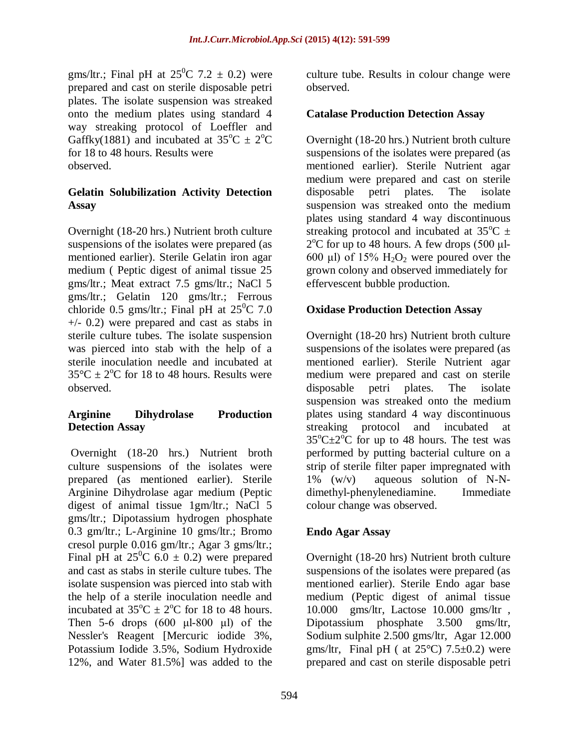gms/ltr.; Final pH at $25^0$C 7.2 ± 0.2) were prepared and cast on sterile disposable petri plates. The isolate suspension was streaked onto the medium plates using standard 4 way streaking protocol of Loeffler and Gaffky(1881) and incubated at $35^o$C ± $2^o$C for 18 to 48 hours. Results were observed.

**Gelatin Solubilization Activity Detection Assay**

Overnight (18-20 hrs.) Nutrient broth culture suspensions of the isolates were prepared (as mentioned earlier). Sterile Gelatin iron agar medium ( Peptic digest of animal tissue 25 gms/ltr.; Meat extract 7.5 gms/ltr.; NaCl 5 gms/ltr.; Gelatin 120 gms/ltr.; Ferrous chloride 0.5 gms/ltr.; Final pH at $25^0$C 7.0 +/- 0.2) were prepared and cast as stabs in sterile culture tubes. The isolate suspension was pierced into stab with the help of a sterile inoculation needle and incubated at 35°C ± $2^o$C for 18 to 48 hours. Results were observed.

**Arginine Dihydrolase Production Detection Assay**

Overnight (18-20 hrs.) Nutrient broth culture suspensions of the isolates were prepared (as mentioned earlier). Sterile Arginine Dihydrolase agar medium (Peptic digest of animal tissue 1gm/ltr.; NaCl 5 gms/ltr.; Dipotassium hydrogen phosphate 0.3 gm/ltr.; L-Arginine 10 gms/ltr.; Bromo cresol purple 0.016 gm/ltr.; Agar 3 gms/ltr.; Final pH at $25^0$C 6.0 ± 0.2) were prepared and cast as stabs in sterile culture tubes. The isolate suspension was pierced into stab with the help of a sterile inoculation needle and incubated at $35^o$C ± $2^o$C for 18 to 48 hours. Then 5-6 drops (600 µl-800 µl) of the Nessler's Reagent [Mercuric iodide 3%, Potassium Iodide 3.5%, Sodium Hydroxide 12%, and Water 81.5%] was added to the culture tube. Results in colour change were observed.

**Catalase Production Detection Assay**

Overnight (18-20 hrs.) Nutrient broth culture suspensions of the isolates were prepared (as mentioned earlier). Sterile Nutrient agar medium were prepared and cast on sterile disposable petri plates. The isolate suspension was streaked onto the medium plates using standard 4 way discontinuous streaking protocol and incubated at $35^o$C ± $2^o$C for up to 48 hours. A few drops (500 µl-600 µl) of 15% $H_2O_2$ were poured over the grown colony and observed immediately for effervescent bubble production.

**Oxidase Production Detection Assay**

Overnight (18-20 hrs) Nutrient broth culture suspensions of the isolates were prepared (as mentioned earlier). Sterile Nutrient agar medium were prepared and cast on sterile disposable petri plates. The isolate suspension was streaked onto the medium plates using standard 4 way discontinuous streaking protocol and incubated at $35^o$C±$2^o$C for up to 48 hours. The test was performed by putting bacterial culture on a strip of sterile filter paper impregnated with 1% (w/v) aqueous solution of N-N-dimethyl-phenylenediamine. Immediate colour change was observed.

**Endo Agar Assay**

Overnight (18-20 hrs) Nutrient broth culture suspensions of the isolates were prepared (as mentioned earlier). Sterile Endo agar base medium (Peptic digest of animal tissue 10.000 gms/ltr, Lactose 10.000 gms/ltr , Dipotassium phosphate 3.500 gms/ltr, Sodium sulphite 2.500 gms/ltr, Agar 12.000 gms/ltr, Final pH ( at 25°C) 7.5±0.2) were prepared and cast on sterile disposable petri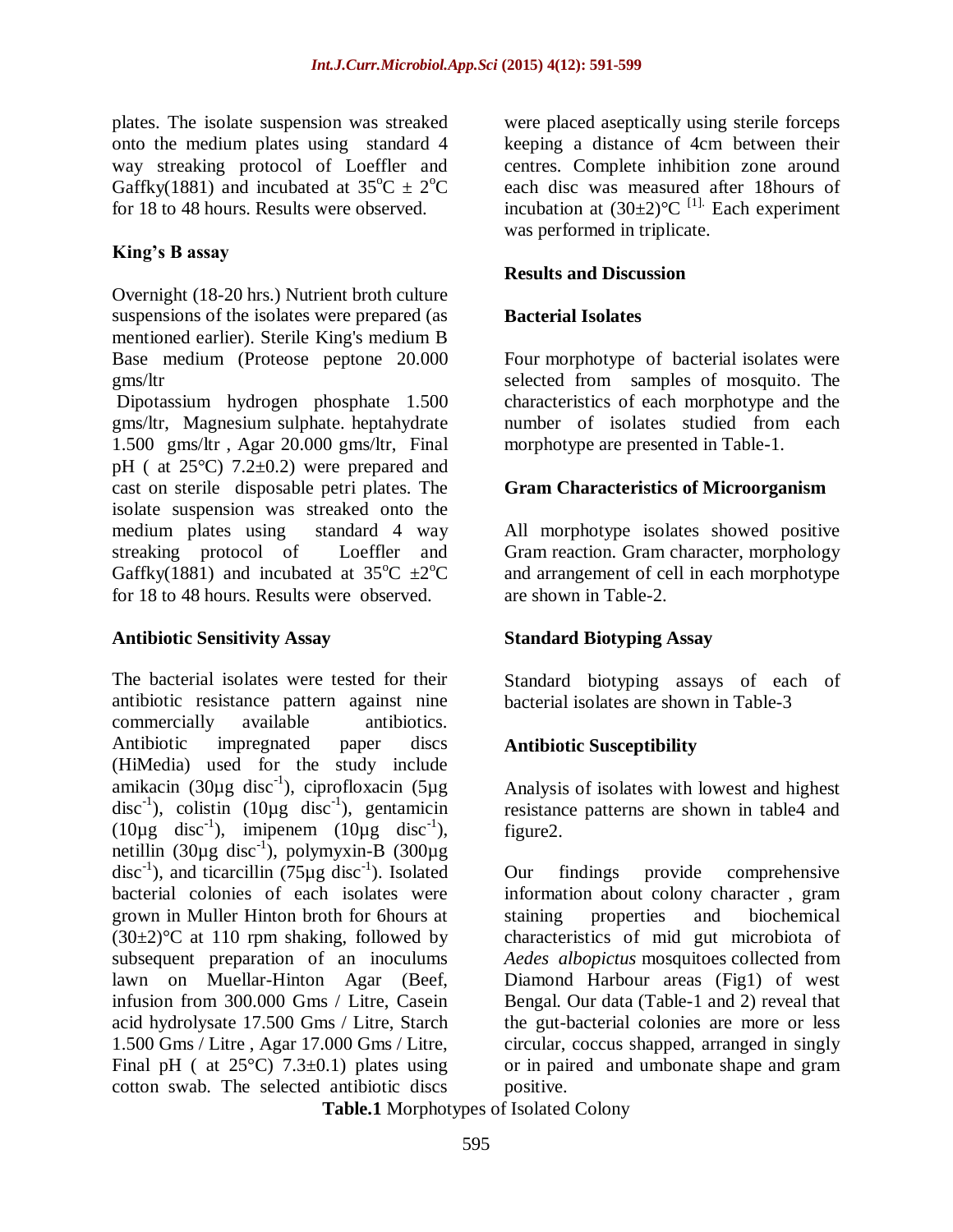plates. The isolate suspension was streaked onto the medium plates using standard 4 way streaking protocol of Loeffler and Gaffky(1881) and incubated at $35^{o}C \pm 2^{o}C$ for 18 to 48 hours. Results were observed.

### King's B assay

Overnight (18-20 hrs.) Nutrient broth culture suspensions of the isolates were prepared (as mentioned earlier). Sterile King's medium B Base medium (Proteose peptone 20.000 gms/ltr

Dipotassium hydrogen phosphate 1.500 gms/ltr, Magnesium sulphate. heptahydrate 1.500 gms/ltr , Agar 20.000 gms/ltr, Final pH ( at 25°C) 7.2±0.2) were prepared and cast on sterile disposable petri plates. The isolate suspension was streaked onto the medium plates using standard 4 way streaking protocol of Loeffler and Gaffky(1881) and incubated at $35^{o}C \pm 2^{o}C$ for 18 to 48 hours. Results were observed.

### Antibiotic Sensitivity Assay

The bacterial isolates were tested for their antibiotic resistance pattern against nine commercially available antibiotics. Antibiotic impregnated paper discs (HiMedia) used for the study include amikacin (30µg $disc^{-1}$), ciprofloxacin (5µg $disc^{-1}$), colistin (10µg $disc^{-1}$), gentamicin (10µg $disc^{-1}$), imipenem (10µg $disc^{-1}$), netillin (30µg $disc^{-1}$), polymyxin-B (300µg $disc^{-1}$), and ticarcillin (75µg $disc^{-1}$). Isolated bacterial colonies of each isolates were grown in Muller Hinton broth for 6hours at (30±2)°C at 110 rpm shaking, followed by subsequent preparation of an inoculums lawn on Muellar-Hinton Agar (Beef, infusion from 300.000 Gms / Litre, Casein acid hydrolysate 17.500 Gms / Litre, Starch 1.500 Gms / Litre , Agar 17.000 Gms / Litre, Final pH ( at 25°C) 7.3±0.1) plates using cotton swab. The selected antibiotic discs were placed aseptically using sterile forceps keeping a distance of 4cm between their centres. Complete inhibition zone around each disc was measured after 18hours of incubation at (30±2)°C [1]. Each experiment was performed in triplicate.

## Results and Discussion

### Bacterial Isolates

Four morphotype of bacterial isolates were selected from samples of mosquito. The characteristics of each morphotype and the number of isolates studied from each morphotype are presented in Table-1.

### Gram Characteristics of Microorganism

All morphotype isolates showed positive Gram reaction. Gram character, morphology and arrangement of cell in each morphotype are shown in Table-2.

### Standard Biotyping Assay

Standard biotyping assays of each of bacterial isolates are shown in Table-3

### Antibiotic Susceptibility

Analysis of isolates with lowest and highest resistance patterns are shown in table4 and figure2.

Our findings provide comprehensive information about colony character , gram staining properties and biochemical characteristics of mid gut microbiota of *Aedes albopictus* mosquitoes collected from Diamond Harbour areas (Fig1) of west Bengal. Our data (Table-1 and 2) reveal that the gut-bacterial colonies are more or less circular, coccus shapped, arranged in singly or in paired and umbonate shape and gram positive.

**Table.1** Morphotypes of Isolated Colony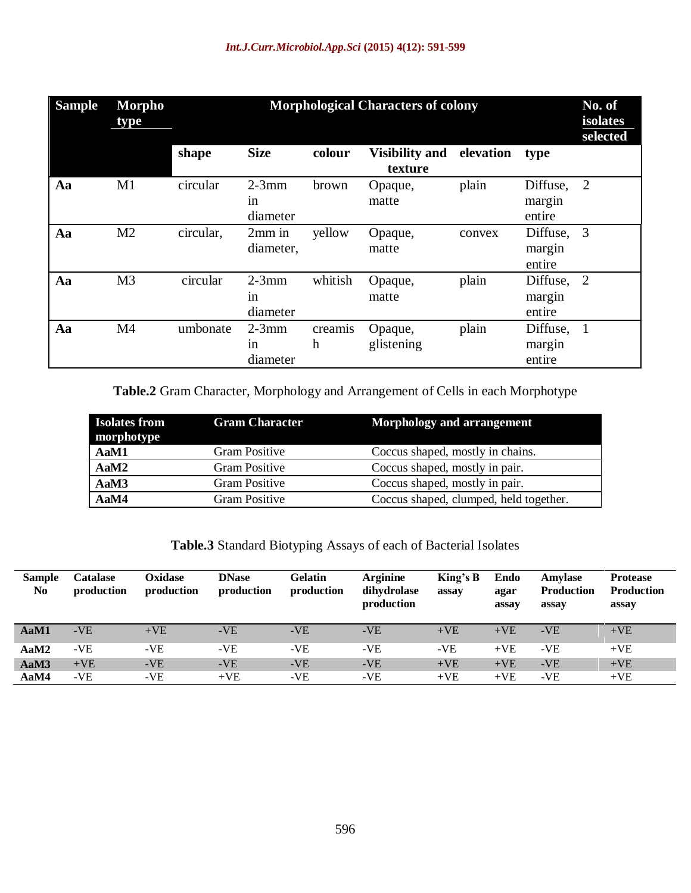| Sample | Morpho type | Morphological Characters of colony | | | | | | No. of isolates selected |
|---|---|---|---|---|---|---|---|---|
| | | shape | Size | colour | Visibility and texture | elevation | type | |
| **Aa** | M1 | circular | 2-3mm in diameter | brown | Opaque, matte | plain | Diffuse, margin entire | 2 |
| **Aa** | M2 | circular, | 2mm in diameter, | yellow | Opaque, matte | convex | Diffuse, margin entire | 3 |
| **Aa** | M3 | circular | 2-3mm in diameter | whitish | Opaque, matte | plain | Diffuse, margin entire | 2 |
| **Aa** | M4 | umbonate | 2-3mm in diameter | creamish | Opaque, glistening | plain | Diffuse, margin entire | 1 |

**Table.2** Gram Character, Morphology and Arrangement of Cells in each Morphotype

| Isolates from morphotype | Gram Character | Morphology and arrangement |
|---|---|---|
| **AaM1** | Gram Positive | Coccus shaped, mostly in chains. |
| **AaM2** | Gram Positive | Coccus shaped, mostly in pair. |
| **AaM3** | Gram Positive | Coccus shaped, mostly in pair. |
| **AaM4** | Gram Positive | Coccus shaped, clumped, held together. |

**Table.3** Standard Biotyping Assays of each of Bacterial Isolates

| Sample No | Catalase production | Oxidase production | DNase production | Gelatin production | Arginine dihydrolase production | King's B assay | Endo agar assay | Amylase Production assay | Protease Production assay |
|---|---|---|---|---|---|---|---|---|---|
| **AaM1** | -VE | +VE | -VE | -VE | -VE | +VE | +VE | -VE | +VE |
| **AaM2** | -VE | -VE | -VE | -VE | -VE | -VE | +VE | -VE | +VE |
| **AaM3** | +VE | -VE | -VE | -VE | -VE | +VE | +VE | -VE | +VE |
| **AaM4** | -VE | -VE | +VE | -VE | -VE | +VE | +VE | -VE | +VE |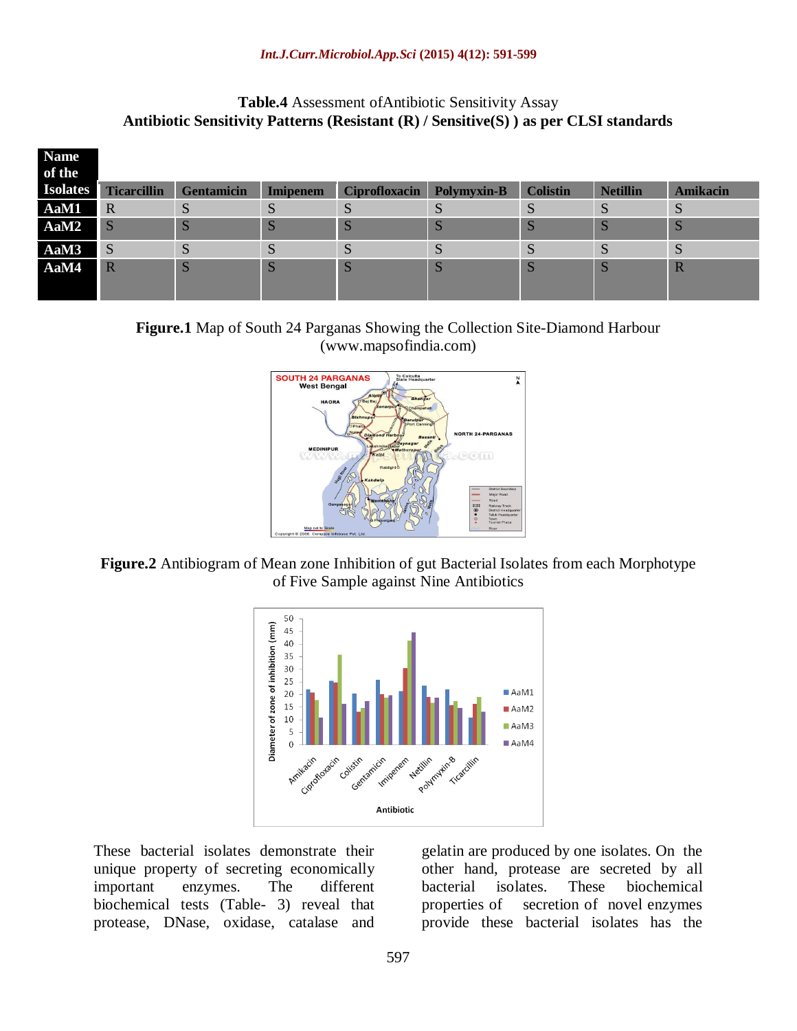**Table.4** Assessment ofAntibiotic Sensitivity Assay
**Antibiotic Sensitivity Patterns (Resistant (R) / Sensitive(S) ) as per CLSI standards**

| Name of the Isolates | Ticarcillin | Gentamicin | Imipenem | Ciprofloxacin | Polymyxin-B | Colistin | Netillin | Amikacin |
|---|---|---|---|---|---|---|---|---|
| AaM1 | R | S | S | S | S | S | S | S |
| AaM2 | S | S | S | S | S | S | S | S |
| AaM3 | S | S | S | S | S | S | S | S |
| AaM4 | R | S | S | S | S | S | S | R |

**Figure.1** Map of South 24 Parganas Showing the Collection Site-Diamond Harbour (www.mapsofindia.com)

**Figure.2** Antibiogram of Mean zone Inhibition of gut Bacterial Isolates from each Morphotype of Five Sample against Nine Antibiotics

These bacterial isolates demonstrate their unique property of secreting economically important enzymes. The different biochemical tests (Table- 3) reveal that protease, DNase, oxidase, catalase and gelatin are produced by one isolates. On the other hand, protease are secreted by all bacterial isolates. These biochemical properties of secretion of novel enzymes provide these bacterial isolates has the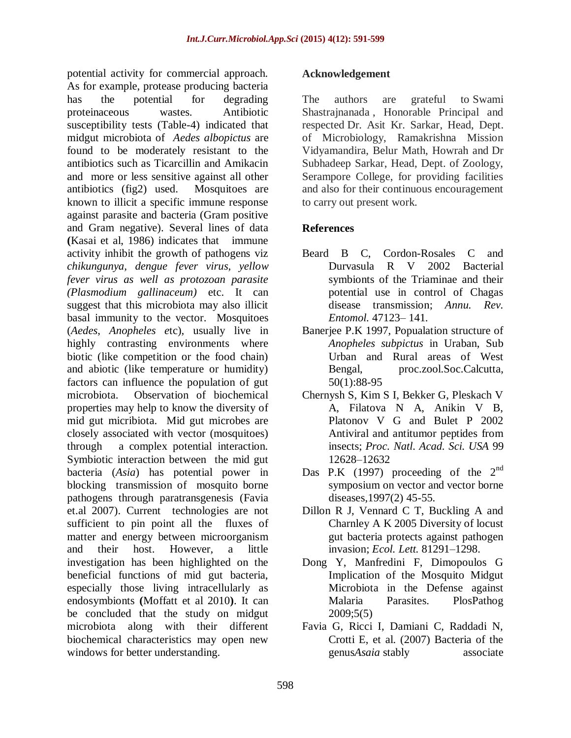potential activity for commercial approach. As for example, protease producing bacteria has the potential for degrading proteinaceous wastes. Antibiotic susceptibility tests (Table-4) indicated that midgut microbiota of *Aedes albopictus* are found to be moderately resistant to the antibiotics such as Ticarcillin and Amikacin and more or less sensitive against all other antibiotics (fig2) used. Mosquitoes are known to illicit a specific immune response against parasite and bacteria (Gram positive and Gram negative). Several lines of data **(**Kasai et al, 1986) indicates that immune activity inhibit the growth of pathogens viz *chikungunya, dengue fever virus, yellow fever virus as well as protozoan parasite (Plasmodium gallinaceum)* etc. It can suggest that this microbiota may also illicit basal immunity to the vector. Mosquitoes (*Aedes*, *Anopheles e*tc), usually live in highly contrasting environments where biotic (like competition or the food chain) and abiotic (like temperature or humidity) factors can influence the population of gut microbiota. Observation of biochemical properties may help to know the diversity of mid gut micribiota. Mid gut microbes are closely associated with vector (mosquitoes) through a complex potential interaction. Symbiotic interaction between the mid gut bacteria (*Asia*) has potential power in blocking transmission of mosquito borne pathogens through paratransgenesis (Favia et.al 2007). Current technologies are not sufficient to pin point all the fluxes of matter and energy between microorganism and their host. However, a little investigation has been highlighted on the beneficial functions of mid gut bacteria, especially those living intracellularly as endosymbionts **(**Moffatt et al 2010**)**. It can be concluded that the study on midgut microbiota along with their different biochemical characteristics may open new windows for better understanding.

## Acknowledgement

The authors are grateful to Swami Shastrajnanada , Honorable Principal and respected Dr. Asit Kr. Sarkar, Head, Dept. of Microbiology, Ramakrishna Mission Vidyamandira, Belur Math, Howrah and Dr Subhadeep Sarkar, Head, Dept. of Zoology, Serampore College, for providing facilities and also for their continuous encouragement to carry out present work.

## References

- Beard B C, Cordon-Rosales C and Durvasula R V 2002 Bacterial symbionts of the Triaminae and their potential use in control of Chagas disease transmission; *Annu. Rev. Entomol.* 47123– 141.
- Banerjee P.K 1997, Popualation structure of *Anopheles subpictus* in Uraban, Sub Urban and Rural areas of West Bengal, proc.zool.Soc.Calcutta, 50(1):88-95
- Chernysh S, Kim S I, Bekker G, Pleskach V A, Filatova N A, Anikin V B, Platonov V G and Bulet P 2002 Antiviral and antitumor peptides from insects; *Proc. Natl. Acad. Sci. USA* 99 12628–12632
- Das P.K (1997) proceeding of the 2nd symposium on vector and vector borne diseases,1997(2) 45-55.
- Dillon R J, Vennard C T, Buckling A and Charnley A K 2005 Diversity of locust gut bacteria protects against pathogen invasion; *Ecol. Lett.* 81291–1298.
- Dong Y, Manfredini F, Dimopoulos G Implication of the Mosquito Midgut Microbiota in the Defense against Malaria Parasites. PlosPathog 2009;5(5)
- Favia G, Ricci I, Damiani C, Raddadi N, Crotti E, et al. (2007) Bacteria of the genus*Asaia* stably associate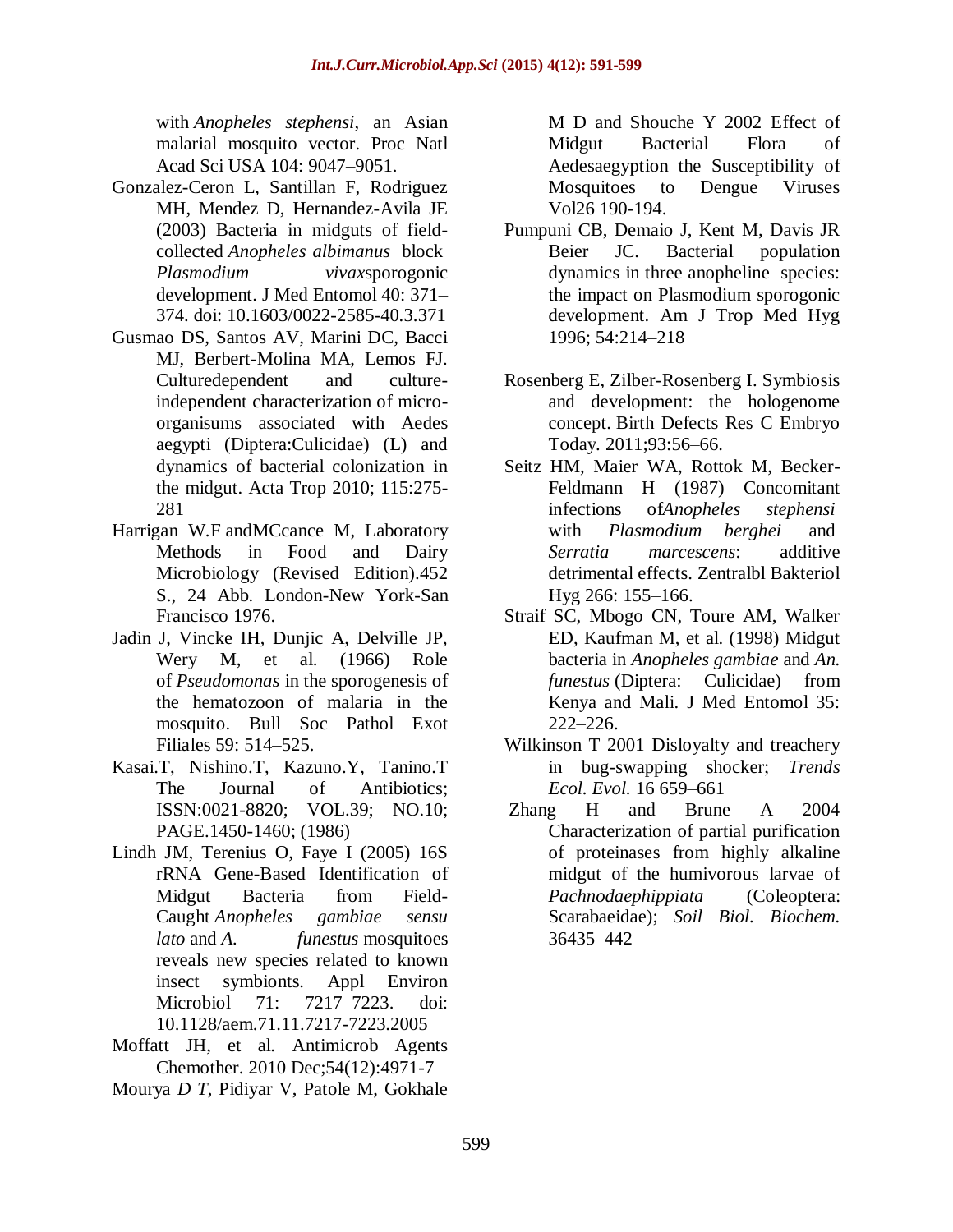with *Anopheles stephensi*, an Asian malarial mosquito vector. Proc Natl Acad Sci USA 104: 9047–9051.

Gonzalez-Ceron L, Santillan F, Rodriguez MH, Mendez D, Hernandez-Avila JE (2003) Bacteria in midguts of field-collected *Anopheles albimanus* block *Plasmodium vivax*sporogonic development. J Med Entomol 40: 371–374. doi: 10.1603/0022-2585-40.3.371

Gusmao DS, Santos AV, Marini DC, Bacci MJ, Berbert-Molina MA, Lemos FJ. Culturedependent and culture-independent characterization of micro-organisums associated with Aedes aegypti (Diptera:Culicidae) (L) and dynamics of bacterial colonization in the midgut. Acta Trop 2010; 115:275-281

Harrigan W.F andMCcance M, Laboratory Methods in Food and Dairy Microbiology (Revised Edition).452 S., 24 Abb. London-New York-San Francisco 1976.

Jadin J, Vincke IH, Dunjic A, Delville JP, Wery M, et al. (1966) Role of *Pseudomonas* in the sporogenesis of the hematozoon of malaria in the mosquito. Bull Soc Pathol Exot Filiales 59: 514–525.

Kasai.T, Nishino.T, Kazuno.Y, Tanino.T The Journal of Antibiotics; ISSN:0021-8820; VOL.39; NO.10; PAGE.1450-1460; (1986)

Lindh JM, Terenius O, Faye I (2005) 16S rRNA Gene-Based Identification of Midgut Bacteria from Field-Caught *Anopheles gambiae sensu lato* and *A. funestus* mosquitoes reveals new species related to known insect symbionts. Appl Environ Microbiol 71: 7217–7223. doi: 10.1128/aem.71.11.7217-7223.2005

Moffatt JH, et al. Antimicrob Agents Chemother. 2010 Dec;54(12):4971-7

Mourya *D T*, Pidiyar V, Patole M, Gokhale M D and Shouche Y 2002 Effect of Midgut Bacterial Flora of Aedesaegyption the Susceptibility of Mosquitoes to Dengue Viruses Vol26 190-194.

Pumpuni CB, Demaio J, Kent M, Davis JR Beier JC. Bacterial population dynamics in three anopheline species: the impact on Plasmodium sporogonic development. Am J Trop Med Hyg 1996; 54:214–218

Rosenberg E, Zilber-Rosenberg I. Symbiosis and development: the hologenome concept. Birth Defects Res C Embryo Today. 2011;93:56–66.

Seitz HM, Maier WA, Rottok M, Becker-Feldmann H (1987) Concomitant infections of*Anopheles stephensi* with *Plasmodium berghei* and *Serratia marcescens*: additive detrimental effects. Zentralbl Bakteriol Hyg 266: 155–166.

Straif SC, Mbogo CN, Toure AM, Walker ED, Kaufman M, et al. (1998) Midgut bacteria in *Anopheles gambiae* and *An. funestus* (Diptera: Culicidae) from Kenya and Mali. J Med Entomol 35: 222–226.

Wilkinson T 2001 Disloyalty and treachery in bug-swapping shocker; *Trends Ecol. Evol.* 16 659–661

Zhang H and Brune A 2004 Characterization of partial purification of proteinases from highly alkaline midgut of the humivorous larvae of *Pachnodaephippiata* (Coleoptera: Scarabaeidae); *Soil Biol. Biochem.* 36435–442